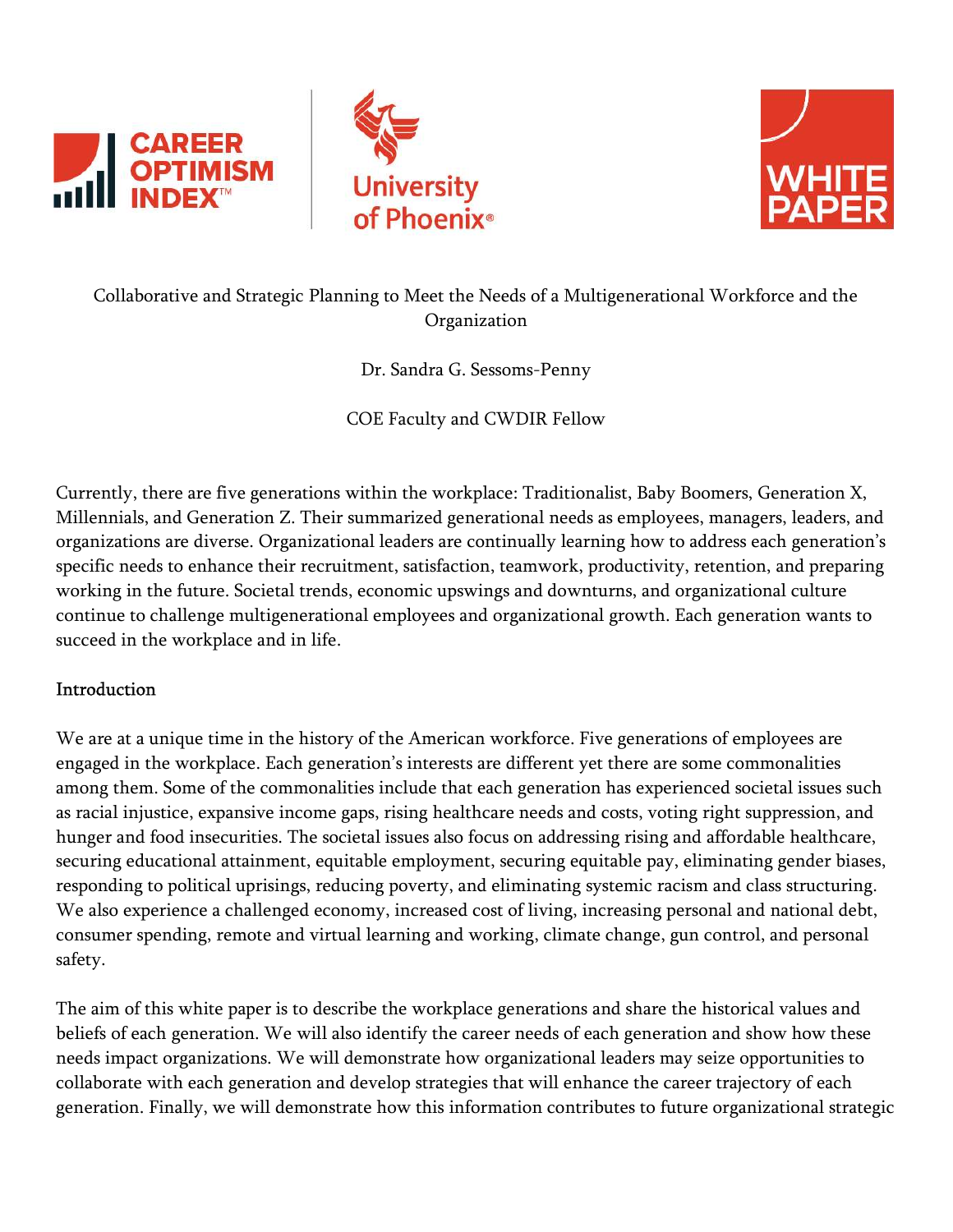Collaborative and Strategic Planning to Meet the Needs of a Multigenerational Workforce and the Organization

Dr. Sandra G. Sessoms-Penny

COE Faculty and CWDIR Fellow

Currently, there are five generations within the workplace: Traditionalist, Baby Boomers, Generation X, Millennials, and Generation Z. Their summarized generational needs as employees, managers, leaders, and organizations are diverse. Organizational leaders are continually learning how to address each generation's specific needs to enhance their recruitment, satisfaction, teamwork, productivity, retention, and preparing working in the future. Societal trends, economic upswings and downturns, and organizational culture continue to challenge multigenerational employees and organizational growth. Each generation wants to succeed in the workplace and in life.

## Introduction

We are at a unique time in the history of the American workforce. Five generations of employees are engaged in the workplace. Each generation's interests are different yet there are some commonalities among them. Some of the commonalities include that each generation has experienced societal issues such as racial injustice, expansive income gaps, rising healthcare needs and costs, voting right suppression, and hunger and food insecurities. The societal issues also focus on addressing rising and affordable healthcare, securing educational attainment, equitable employment, securing equitable pay, eliminating gender biases, responding to political uprisings, reducing poverty, and eliminating systemic racism and class structuring. We also experience a challenged economy, increased cost of living, increasing personal and national debt, consumer spending, remote and virtual learning and working, climate change, gun control, and personal safety.

The aim of this white paper is to describe the workplace generations and share the historical values and beliefs of each generation. We will also identify the career needs of each generation and show how these needs impact organizations. We will demonstrate how organizational leaders may seize opportunities to collaborate with each generation and develop strategies that will enhance the career trajectory of each generation. Finally, we will demonstrate how this information contributes to future organizational strategic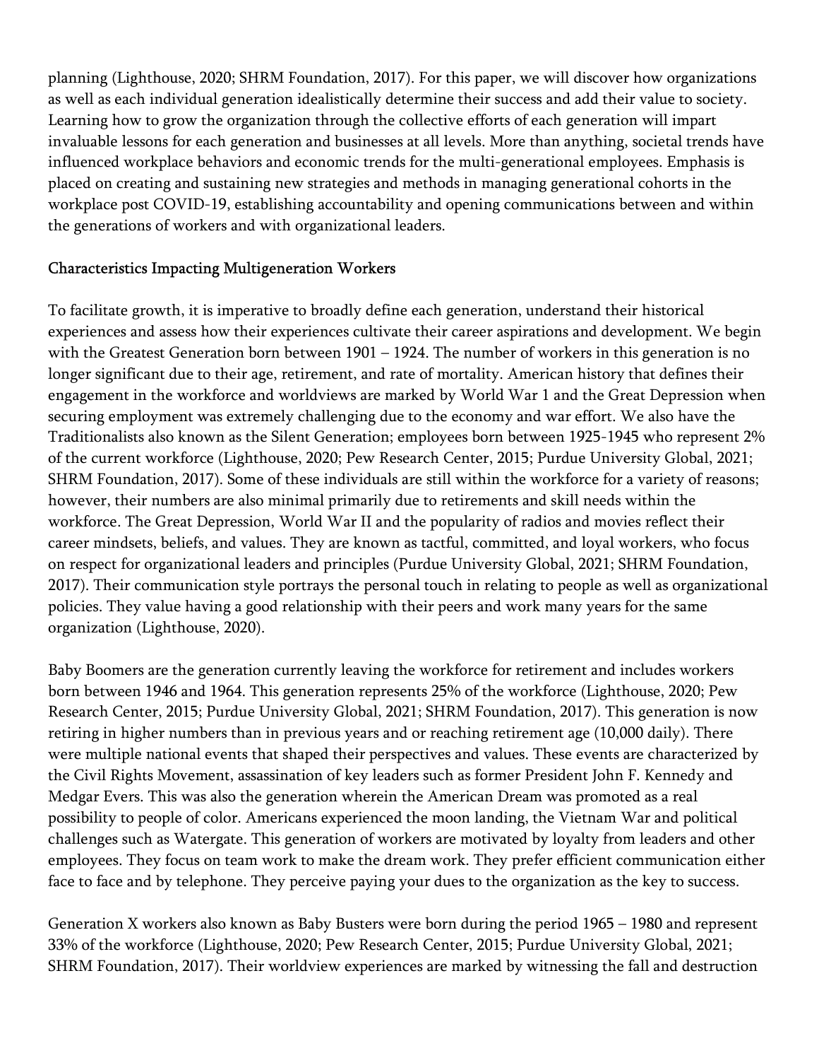planning (Lighthouse, 2020; SHRM Foundation, 2017). For this paper, we will discover how organizations as well as each individual generation idealistically determine their success and add their value to society. Learning how to grow the organization through the collective efforts of each generation will impart invaluable lessons for each generation and businesses at all levels. More than anything, societal trends have influenced workplace behaviors and economic trends for the multi-generational employees. Emphasis is placed on creating and sustaining new strategies and methods in managing generational cohorts in the workplace post COVID-19, establishing accountability and opening communications between and within the generations of workers and with organizational leaders.

## Characteristics Impacting Multigeneration Workers

To facilitate growth, it is imperative to broadly define each generation, understand their historical experiences and assess how their experiences cultivate their career aspirations and development. We begin with the Greatest Generation born between 1901 – 1924. The number of workers in this generation is no longer significant due to their age, retirement, and rate of mortality. American history that defines their engagement in the workforce and worldviews are marked by World War 1 and the Great Depression when securing employment was extremely challenging due to the economy and war effort. We also have the Traditionalists also known as the Silent Generation; employees born between 1925-1945 who represent 2% of the current workforce (Lighthouse, 2020; Pew Research Center, 2015; Purdue University Global, 2021; SHRM Foundation, 2017). Some of these individuals are still within the workforce for a variety of reasons; however, their numbers are also minimal primarily due to retirements and skill needs within the workforce. The Great Depression, World War II and the popularity of radios and movies reflect their career mindsets, beliefs, and values. They are known as tactful, committed, and loyal workers, who focus on respect for organizational leaders and principles (Purdue University Global, 2021; SHRM Foundation, 2017). Their communication style portrays the personal touch in relating to people as well as organizational policies. They value having a good relationship with their peers and work many years for the same organization (Lighthouse, 2020).

Baby Boomers are the generation currently leaving the workforce for retirement and includes workers born between 1946 and 1964. This generation represents 25% of the workforce (Lighthouse, 2020; Pew Research Center, 2015; Purdue University Global, 2021; SHRM Foundation, 2017). This generation is now retiring in higher numbers than in previous years and or reaching retirement age (10,000 daily). There were multiple national events that shaped their perspectives and values. These events are characterized by the Civil Rights Movement, assassination of key leaders such as former President John F. Kennedy and Medgar Evers. This was also the generation wherein the American Dream was promoted as a real possibility to people of color. Americans experienced the moon landing, the Vietnam War and political challenges such as Watergate. This generation of workers are motivated by loyalty from leaders and other employees. They focus on team work to make the dream work. They prefer efficient communication either face to face and by telephone. They perceive paying your dues to the organization as the key to success.

Generation X workers also known as Baby Busters were born during the period 1965 – 1980 and represent 33% of the workforce (Lighthouse, 2020; Pew Research Center, 2015; Purdue University Global, 2021; SHRM Foundation, 2017). Their worldview experiences are marked by witnessing the fall and destruction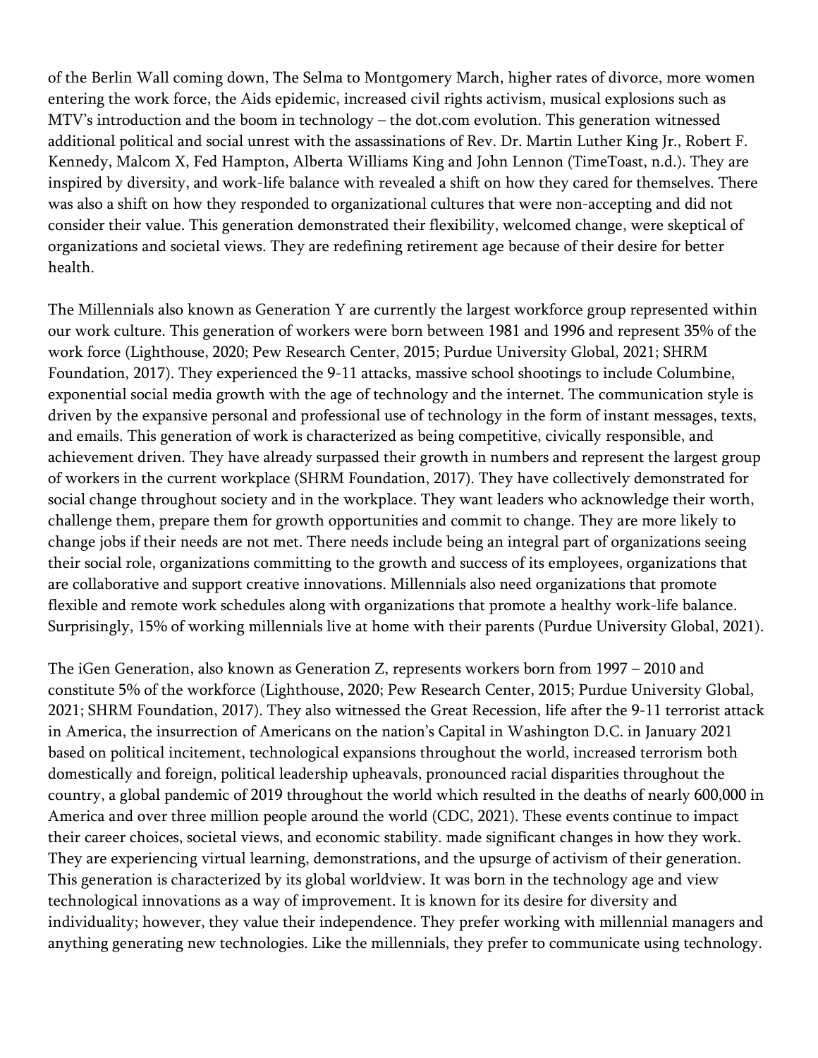of the Berlin Wall coming down, The Selma to Montgomery March, higher rates of divorce, more women entering the work force, the Aids epidemic, increased civil rights activism, musical explosions such as MTV's introduction and the boom in technology – the dot.com evolution. This generation witnessed additional political and social unrest with the assassinations of Rev. Dr. Martin Luther King Jr., Robert F. Kennedy, Malcom X, Fed Hampton, Alberta Williams King and John Lennon (TimeToast, n.d.). They are inspired by diversity, and work-life balance with revealed a shift on how they cared for themselves. There was also a shift on how they responded to organizational cultures that were non-accepting and did not consider their value. This generation demonstrated their flexibility, welcomed change, were skeptical of organizations and societal views. They are redefining retirement age because of their desire for better health.

The Millennials also known as Generation Y are currently the largest workforce group represented within our work culture. This generation of workers were born between 1981 and 1996 and represent 35% of the work force (Lighthouse, 2020; Pew Research Center, 2015; Purdue University Global, 2021; SHRM Foundation, 2017). They experienced the 9-11 attacks, massive school shootings to include Columbine, exponential social media growth with the age of technology and the internet. The communication style is driven by the expansive personal and professional use of technology in the form of instant messages, texts, and emails. This generation of work is characterized as being competitive, civically responsible, and achievement driven. They have already surpassed their growth in numbers and represent the largest group of workers in the current workplace (SHRM Foundation, 2017). They have collectively demonstrated for social change throughout society and in the workplace. They want leaders who acknowledge their worth, challenge them, prepare them for growth opportunities and commit to change. They are more likely to change jobs if their needs are not met. There needs include being an integral part of organizations seeing their social role, organizations committing to the growth and success of its employees, organizations that are collaborative and support creative innovations. Millennials also need organizations that promote flexible and remote work schedules along with organizations that promote a healthy work-life balance. Surprisingly, 15% of working millennials live at home with their parents (Purdue University Global, 2021).

The iGen Generation, also known as Generation Z, represents workers born from 1997 – 2010 and constitute 5% of the workforce (Lighthouse, 2020; Pew Research Center, 2015; Purdue University Global, 2021; SHRM Foundation, 2017). They also witnessed the Great Recession, life after the 9-11 terrorist attack in America, the insurrection of Americans on the nation's Capital in Washington D.C. in January 2021 based on political incitement, technological expansions throughout the world, increased terrorism both domestically and foreign, political leadership upheavals, pronounced racial disparities throughout the country, a global pandemic of 2019 throughout the world which resulted in the deaths of nearly 600,000 in America and over three million people around the world (CDC, 2021). These events continue to impact their career choices, societal views, and economic stability. made significant changes in how they work. They are experiencing virtual learning, demonstrations, and the upsurge of activism of their generation. This generation is characterized by its global worldview. It was born in the technology age and view technological innovations as a way of improvement. It is known for its desire for diversity and individuality; however, they value their independence. They prefer working with millennial managers and anything generating new technologies. Like the millennials, they prefer to communicate using technology.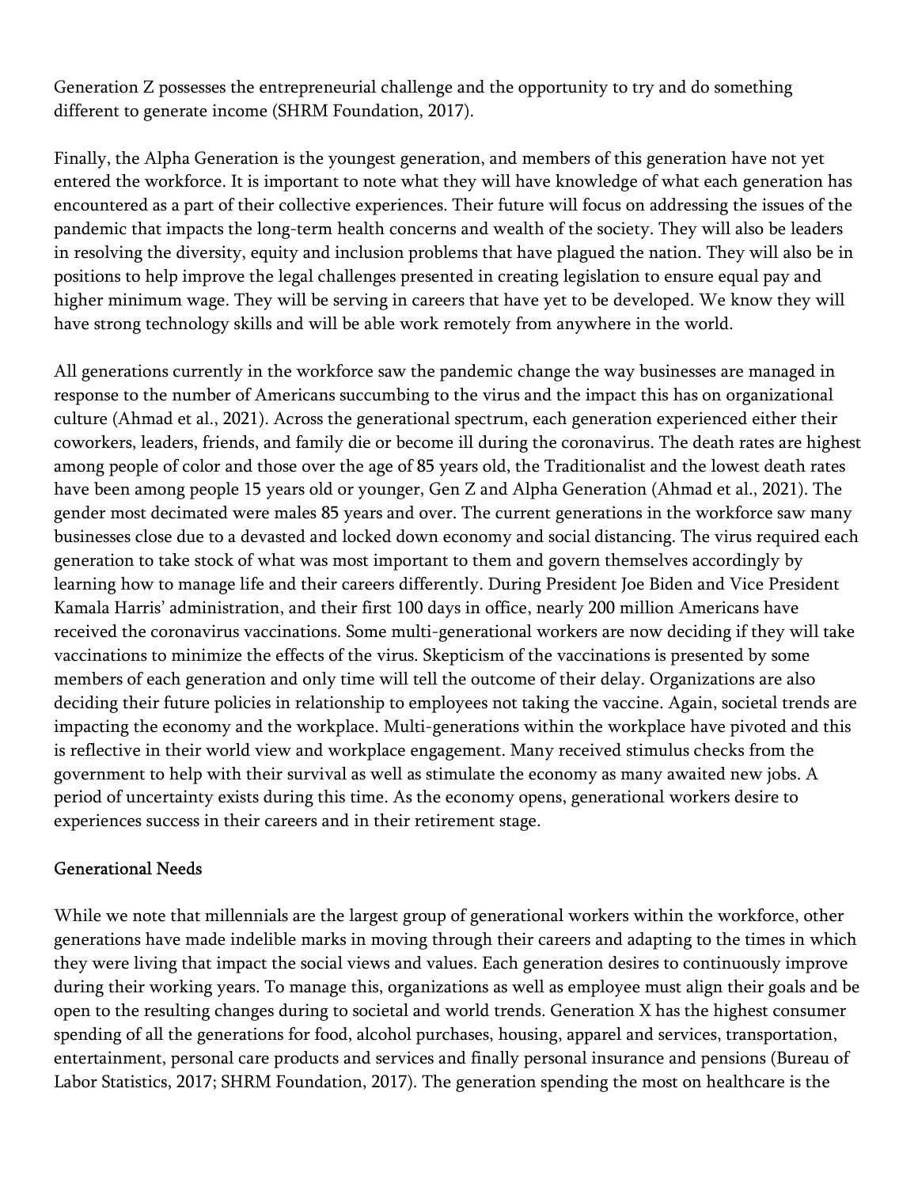Generation Z possesses the entrepreneurial challenge and the opportunity to try and do something different to generate income (SHRM Foundation, 2017).

Finally, the Alpha Generation is the youngest generation, and members of this generation have not yet entered the workforce. It is important to note what they will have knowledge of what each generation has encountered as a part of their collective experiences. Their future will focus on addressing the issues of the pandemic that impacts the long-term health concerns and wealth of the society. They will also be leaders in resolving the diversity, equity and inclusion problems that have plagued the nation. They will also be in positions to help improve the legal challenges presented in creating legislation to ensure equal pay and higher minimum wage. They will be serving in careers that have yet to be developed. We know they will have strong technology skills and will be able work remotely from anywhere in the world.

All generations currently in the workforce saw the pandemic change the way businesses are managed in response to the number of Americans succumbing to the virus and the impact this has on organizational culture (Ahmad et al., 2021). Across the generational spectrum, each generation experienced either their coworkers, leaders, friends, and family die or become ill during the coronavirus. The death rates are highest among people of color and those over the age of 85 years old, the Traditionalist and the lowest death rates have been among people 15 years old or younger, Gen Z and Alpha Generation (Ahmad et al., 2021). The gender most decimated were males 85 years and over. The current generations in the workforce saw many businesses close due to a devasted and locked down economy and social distancing. The virus required each generation to take stock of what was most important to them and govern themselves accordingly by learning how to manage life and their careers differently. During President Joe Biden and Vice President Kamala Harris' administration, and their first 100 days in office, nearly 200 million Americans have received the coronavirus vaccinations. Some multi-generational workers are now deciding if they will take vaccinations to minimize the effects of the virus. Skepticism of the vaccinations is presented by some members of each generation and only time will tell the outcome of their delay. Organizations are also deciding their future policies in relationship to employees not taking the vaccine. Again, societal trends are impacting the economy and the workplace. Multi-generations within the workplace have pivoted and this is reflective in their world view and workplace engagement. Many received stimulus checks from the government to help with their survival as well as stimulate the economy as many awaited new jobs. A period of uncertainty exists during this time. As the economy opens, generational workers desire to experiences success in their careers and in their retirement stage.

## Generational Needs

While we note that millennials are the largest group of generational workers within the workforce, other generations have made indelible marks in moving through their careers and adapting to the times in which they were living that impact the social views and values. Each generation desires to continuously improve during their working years. To manage this, organizations as well as employee must align their goals and be open to the resulting changes during to societal and world trends. Generation X has the highest consumer spending of all the generations for food, alcohol purchases, housing, apparel and services, transportation, entertainment, personal care products and services and finally personal insurance and pensions (Bureau of Labor Statistics, 2017; SHRM Foundation, 2017). The generation spending the most on healthcare is the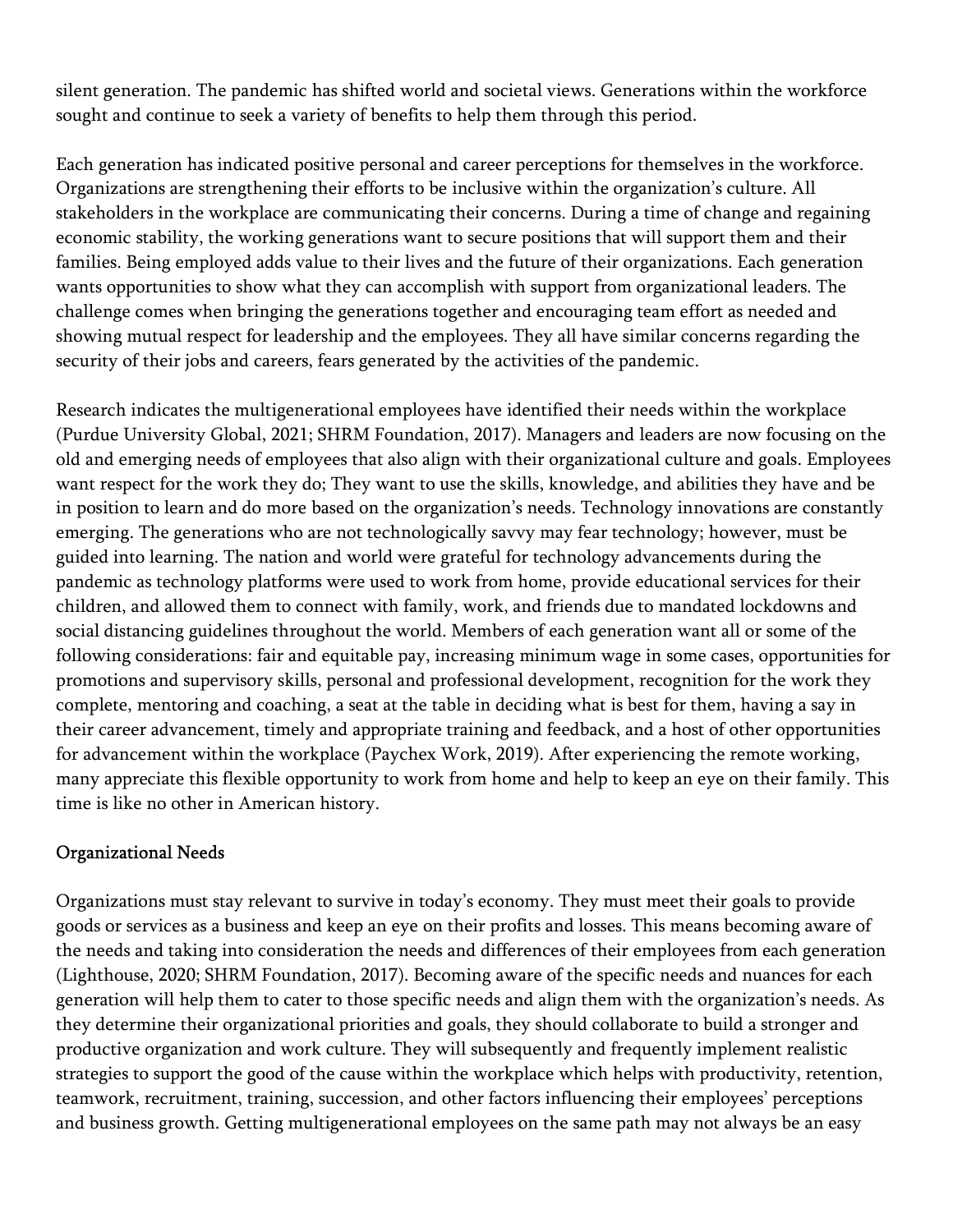silent generation. The pandemic has shifted world and societal views. Generations within the workforce sought and continue to seek a variety of benefits to help them through this period.

Each generation has indicated positive personal and career perceptions for themselves in the workforce. Organizations are strengthening their efforts to be inclusive within the organization's culture. All stakeholders in the workplace are communicating their concerns. During a time of change and regaining economic stability, the working generations want to secure positions that will support them and their families. Being employed adds value to their lives and the future of their organizations. Each generation wants opportunities to show what they can accomplish with support from organizational leaders. The challenge comes when bringing the generations together and encouraging team effort as needed and showing mutual respect for leadership and the employees. They all have similar concerns regarding the security of their jobs and careers, fears generated by the activities of the pandemic.

Research indicates the multigenerational employees have identified their needs within the workplace (Purdue University Global, 2021; SHRM Foundation, 2017). Managers and leaders are now focusing on the old and emerging needs of employees that also align with their organizational culture and goals. Employees want respect for the work they do; They want to use the skills, knowledge, and abilities they have and be in position to learn and do more based on the organization's needs. Technology innovations are constantly emerging. The generations who are not technologically savvy may fear technology; however, must be guided into learning. The nation and world were grateful for technology advancements during the pandemic as technology platforms were used to work from home, provide educational services for their children, and allowed them to connect with family, work, and friends due to mandated lockdowns and social distancing guidelines throughout the world. Members of each generation want all or some of the following considerations: fair and equitable pay, increasing minimum wage in some cases, opportunities for promotions and supervisory skills, personal and professional development, recognition for the work they complete, mentoring and coaching, a seat at the table in deciding what is best for them, having a say in their career advancement, timely and appropriate training and feedback, and a host of other opportunities for advancement within the workplace (Paychex Work, 2019). After experiencing the remote working, many appreciate this flexible opportunity to work from home and help to keep an eye on their family. This time is like no other in American history.

## Organizational Needs

Organizations must stay relevant to survive in today's economy. They must meet their goals to provide goods or services as a business and keep an eye on their profits and losses. This means becoming aware of the needs and taking into consideration the needs and differences of their employees from each generation (Lighthouse, 2020; SHRM Foundation, 2017). Becoming aware of the specific needs and nuances for each generation will help them to cater to those specific needs and align them with the organization's needs. As they determine their organizational priorities and goals, they should collaborate to build a stronger and productive organization and work culture. They will subsequently and frequently implement realistic strategies to support the good of the cause within the workplace which helps with productivity, retention, teamwork, recruitment, training, succession, and other factors influencing their employees' perceptions and business growth. Getting multigenerational employees on the same path may not always be an easy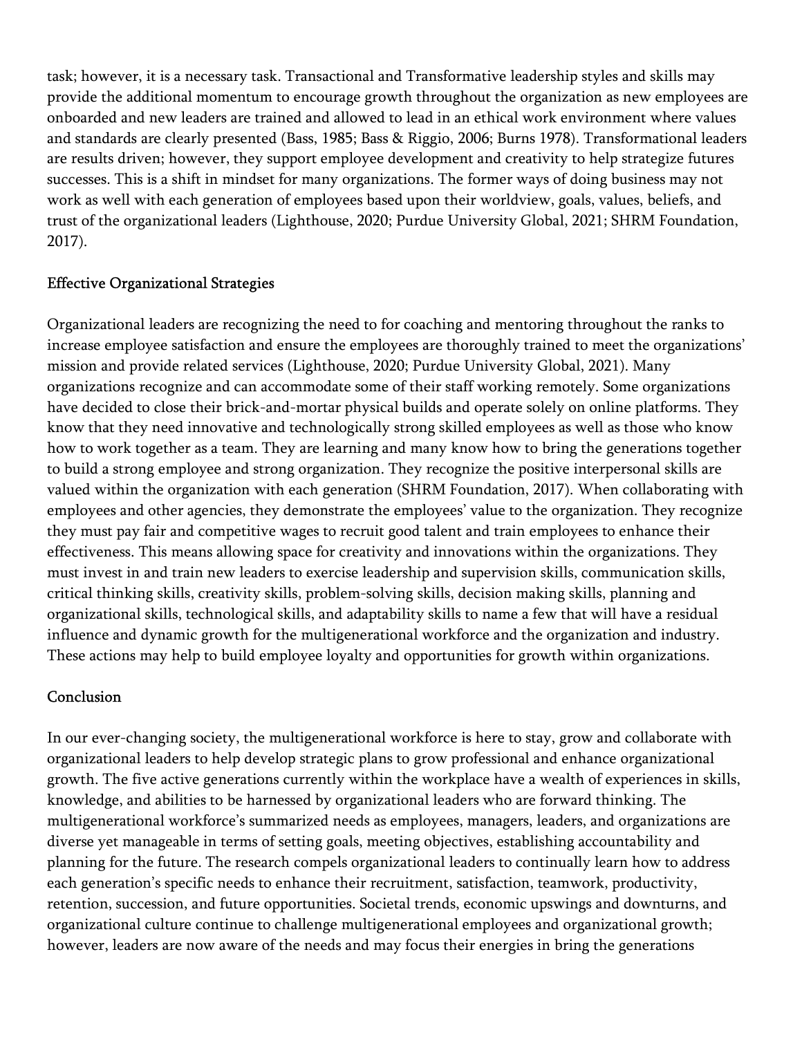task; however, it is a necessary task. Transactional and Transformative leadership styles and skills may provide the additional momentum to encourage growth throughout the organization as new employees are onboarded and new leaders are trained and allowed to lead in an ethical work environment where values and standards are clearly presented (Bass, 1985; Bass & Riggio, 2006; Burns 1978). Transformational leaders are results driven; however, they support employee development and creativity to help strategize futures successes. This is a shift in mindset for many organizations. The former ways of doing business may not work as well with each generation of employees based upon their worldview, goals, values, beliefs, and trust of the organizational leaders (Lighthouse, 2020; Purdue University Global, 2021; SHRM Foundation, 2017).

## Effective Organizational Strategies

Organizational leaders are recognizing the need to for coaching and mentoring throughout the ranks to increase employee satisfaction and ensure the employees are thoroughly trained to meet the organizations' mission and provide related services (Lighthouse, 2020; Purdue University Global, 2021). Many organizations recognize and can accommodate some of their staff working remotely. Some organizations have decided to close their brick-and-mortar physical builds and operate solely on online platforms. They know that they need innovative and technologically strong skilled employees as well as those who know how to work together as a team. They are learning and many know how to bring the generations together to build a strong employee and strong organization. They recognize the positive interpersonal skills are valued within the organization with each generation (SHRM Foundation, 2017). When collaborating with employees and other agencies, they demonstrate the employees' value to the organization. They recognize they must pay fair and competitive wages to recruit good talent and train employees to enhance their effectiveness. This means allowing space for creativity and innovations within the organizations. They must invest in and train new leaders to exercise leadership and supervision skills, communication skills, critical thinking skills, creativity skills, problem-solving skills, decision making skills, planning and organizational skills, technological skills, and adaptability skills to name a few that will have a residual influence and dynamic growth for the multigenerational workforce and the organization and industry. These actions may help to build employee loyalty and opportunities for growth within organizations.

## Conclusion

In our ever-changing society, the multigenerational workforce is here to stay, grow and collaborate with organizational leaders to help develop strategic plans to grow professional and enhance organizational growth. The five active generations currently within the workplace have a wealth of experiences in skills, knowledge, and abilities to be harnessed by organizational leaders who are forward thinking. The multigenerational workforce's summarized needs as employees, managers, leaders, and organizations are diverse yet manageable in terms of setting goals, meeting objectives, establishing accountability and planning for the future. The research compels organizational leaders to continually learn how to address each generation's specific needs to enhance their recruitment, satisfaction, teamwork, productivity, retention, succession, and future opportunities. Societal trends, economic upswings and downturns, and organizational culture continue to challenge multigenerational employees and organizational growth; however, leaders are now aware of the needs and may focus their energies in bring the generations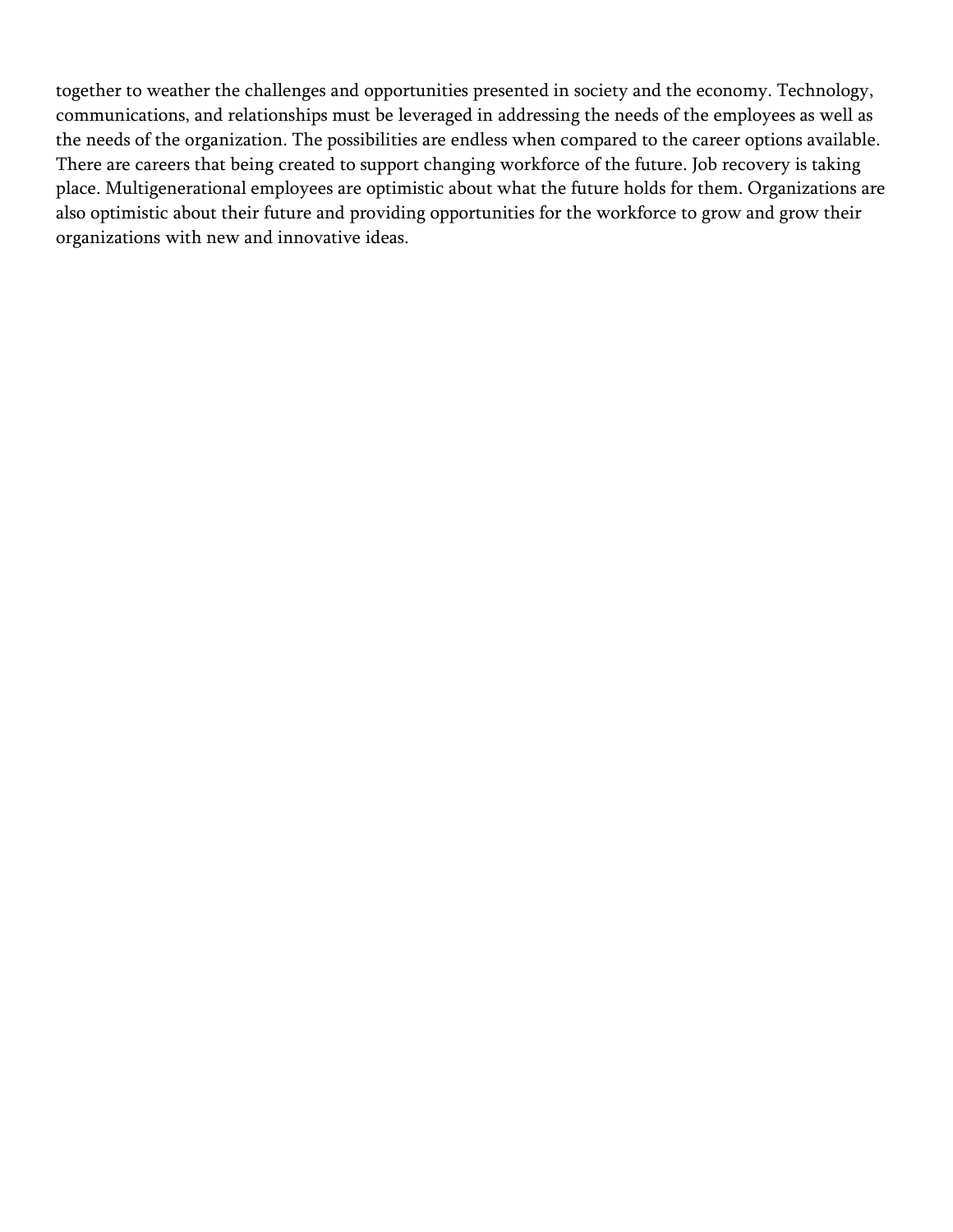together to weather the challenges and opportunities presented in society and the economy. Technology, communications, and relationships must be leveraged in addressing the needs of the employees as well as the needs of the organization. The possibilities are endless when compared to the career options available. There are careers that being created to support changing workforce of the future. Job recovery is taking place. Multigenerational employees are optimistic about what the future holds for them. Organizations are also optimistic about their future and providing opportunities for the workforce to grow and grow their organizations with new and innovative ideas.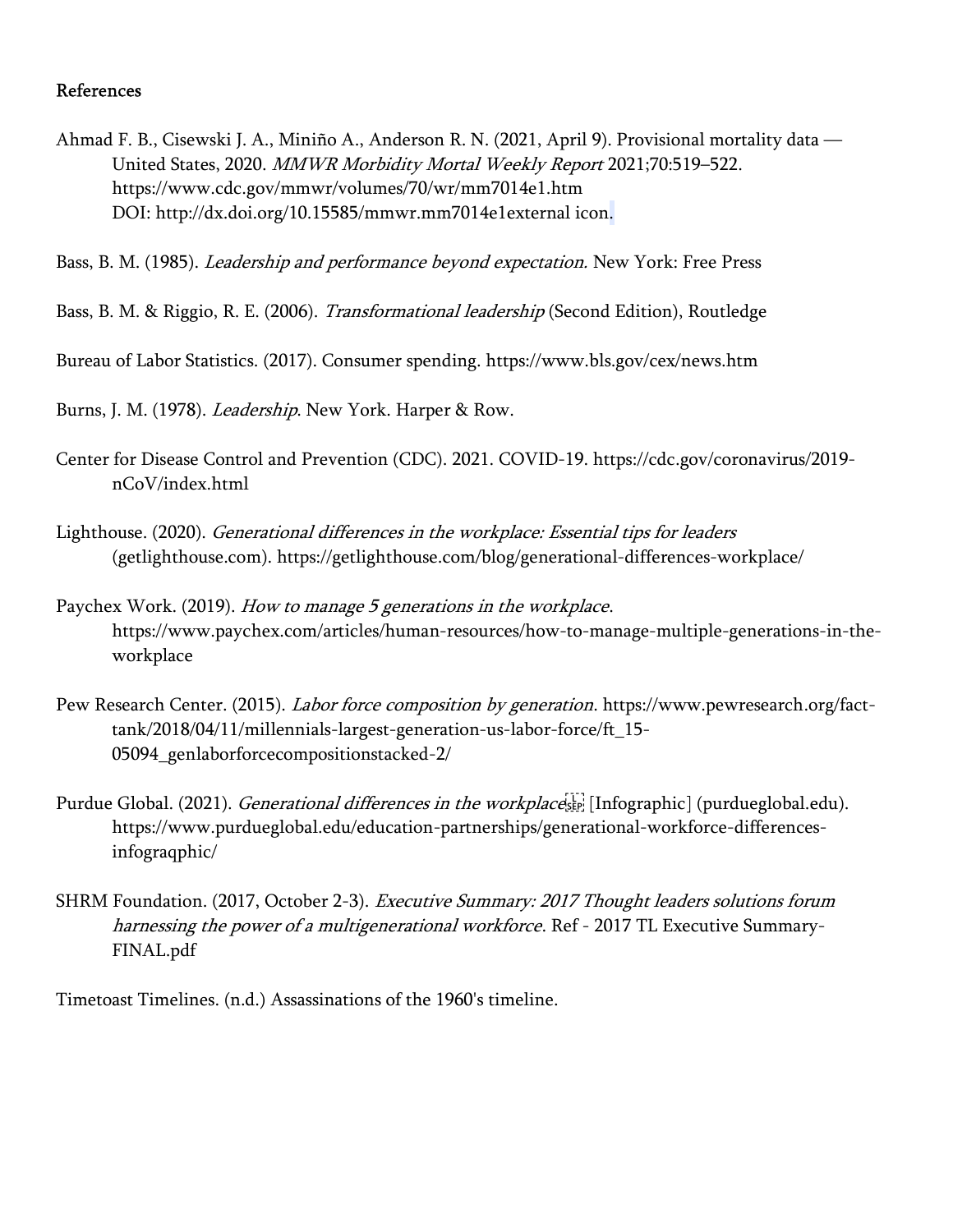References

Ahmad F. B., Cisewski J. A., Miniño A., Anderson R. N. (2021, April 9). Provisional mortality data — United States, 2020. *MMWR Morbidity Mortal Weekly Report* 2021;70:519–522. https://www.cdc.gov/mmwr/volumes/70/wr/mm7014e1.htm DOI: http://dx.doi.org/10.15585/mmwr.mm7014e1external icon.

Bass, B. M. (1985). *Leadership and performance beyond expectation*. New York: Free Press

Bass, B. M. & Riggio, R. E. (2006). *Transformational leadership* (Second Edition), Routledge

Bureau of Labor Statistics. (2017). Consumer spending. https://www.bls.gov/cex/news.htm

Burns, J. M. (1978). *Leadership*. New York. Harper & Row.

Center for Disease Control and Prevention (CDC). 2021. COVID-19. https://cdc.gov/coronavirus/2019-nCoV/index.html

Lighthouse. (2020). *Generational differences in the workplace: Essential tips for leaders* (getlighthouse.com). https://getlighthouse.com/blog/generational-differences-workplace/

Paychex Work. (2019). *How to manage 5 generations in the workplace*. https://www.paychex.com/articles/human-resources/how-to-manage-multiple-generations-in-the-workplace

Pew Research Center. (2015). *Labor force composition by generation*. https://www.pewresearch.org/fact-tank/2018/04/11/millennials-largest-generation-us-labor-force/ft_15-05094_genlaborforcecompositionstacked-2/

Purdue Global. (2021). *Generational differences in the workplace* [Infographic] (purdueglobal.edu). https://www.purdueglobal.edu/education-partnerships/generational-workforce-differences-infograqphic/

SHRM Foundation. (2017, October 2-3). *Executive Summary: 2017 Thought leaders solutions forum harnessing the power of a multigenerational workforce*. Ref - 2017 TL Executive Summary-FINAL.pdf

Timetoast Timelines. (n.d.) Assassinations of the 1960's timeline.